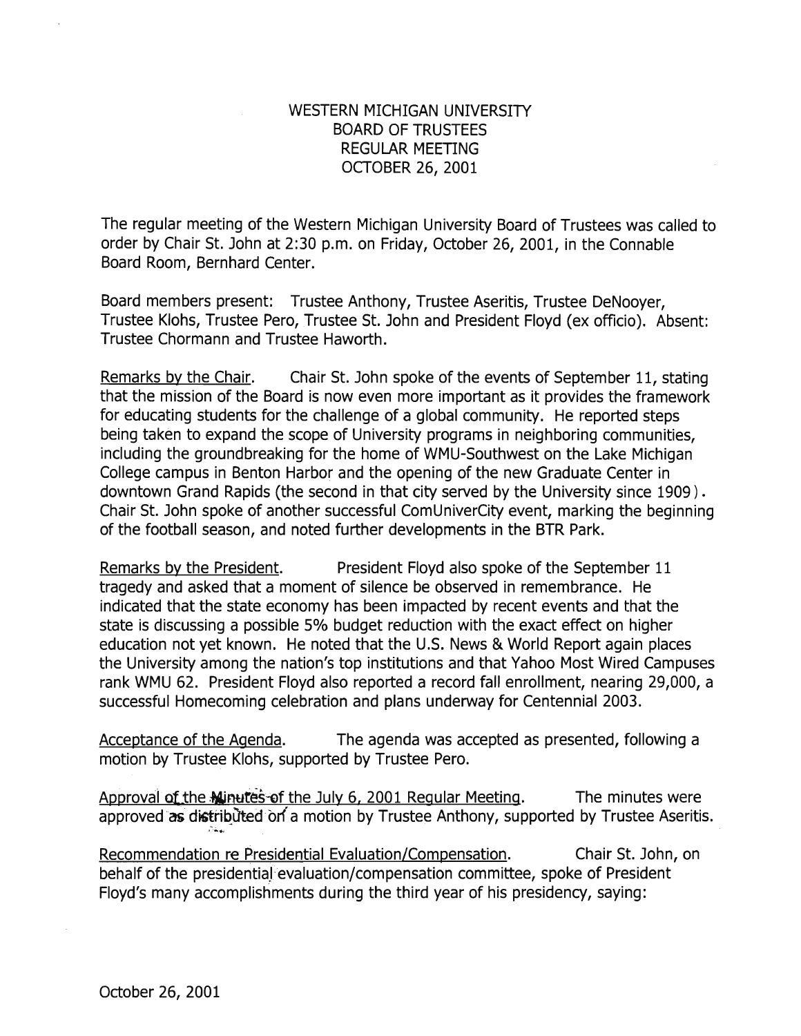# WESTERN MICHIGAN UNIVERSITY
## BOARD OF TRUSTEES
## REGULAR MEETING
## OCTOBER 26, 2001

The regular meeting of the Western Michigan University Board of Trustees was called to order by Chair St. John at 2:30 p.m. on Friday, October 26, 2001, in the Connable Board Room, Bernhard Center.

Board members present: Trustee Anthony, Trustee Aseritis, Trustee DeNooyer, Trustee Klohs, Trustee Pero, Trustee St. John and President Floyd (ex officio). Absent: Trustee Chormann and Trustee Haworth.

Remarks by the Chair. Chair St. John spoke of the events of September 11, stating that the mission of the Board is now even more important as it provides the framework for educating students for the challenge of a global community. He reported steps being taken to expand the scope of University programs in neighboring communities, including the groundbreaking for the home of WMU-Southwest on the Lake Michigan College campus in Benton Harbor and the opening of the new Graduate Center in downtown Grand Rapids (the second in that city served by the University since 1909). Chair St. John spoke of another successful ComUniverCity event, marking the beginning of the football season, and noted further developments in the BTR Park.

Remarks by the President. President Floyd also spoke of the September 11 tragedy and asked that a moment of silence be observed in remembrance. He indicated that the state economy has been impacted by recent events and that the state is discussing a possible 5% budget reduction with the exact effect on higher education not yet known. He noted that the U.S. News & World Report again places the University among the nation's top institutions and that Yahoo Most Wired Campuses rank WMU 62. President Floyd also reported a record fall enrollment, nearing 29,000, a successful Homecoming celebration and plans underway for Centennial 2003.

Acceptance of the Agenda. The agenda was accepted as presented, following a motion by Trustee Klohs, supported by Trustee Pero.

Approval of the Minutes of the July 6, 2001 Regular Meeting. The minutes were approved as distributed on a motion by Trustee Anthony, supported by Trustee Aseritis.

Recommendation re Presidential Evaluation/Compensation. Chair St. John, on behalf of the presidential evaluation/compensation committee, spoke of President Floyd's many accomplishments during the third year of his presidency, saying: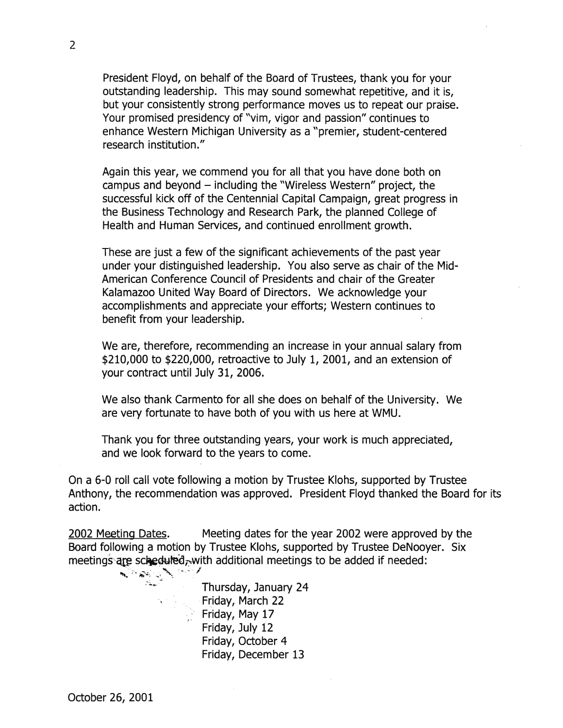President Floyd, on behalf of the Board of Trustees, thank you for your outstanding leadership. This may sound somewhat repetitive, and it is, but your consistently strong performance moves us to repeat our praise. Your promised presidency of "vim, vigor and passion" continues to enhance Western Michigan University as a "premier, student-centered research institution."

Again this year, we commend you for all that you have done both on campus and beyond – including the "Wireless Western" project, the successful kick off of the Centennial Capital Campaign, great progress in the Business Technology and Research Park, the planned College of Health and Human Services, and continued enrollment growth.

These are just a few of the significant achievements of the past year under your distinguished leadership. You also serve as chair of the Mid-American Conference Council of Presidents and chair of the Greater Kalamazoo United Way Board of Directors. We acknowledge your accomplishments and appreciate your efforts; Western continues to benefit from your leadership.

We are, therefore, recommending an increase in your annual salary from $210,000 to $220,000, retroactive to July 1, 2001, and an extension of your contract until July 31, 2006.

We also thank Carmento for all she does on behalf of the University. We are very fortunate to have both of you with us here at WMU.

Thank you for three outstanding years, your work is much appreciated, and we look forward to the years to come.

On a 6-0 roll call vote following a motion by Trustee Klohs, supported by Trustee Anthony, the recommendation was approved. President Floyd thanked the Board for its action.

2002 Meeting Dates. Meeting dates for the year 2002 were approved by the Board following a motion by Trustee Klohs, supported by Trustee DeNooyer. Six meetings are scheduled, with additional meetings to be added if needed:

Thursday, January 24
Friday, March 22
Friday, May 17
Friday, July 12
Friday, October 4
Friday, December 13

October 26, 2001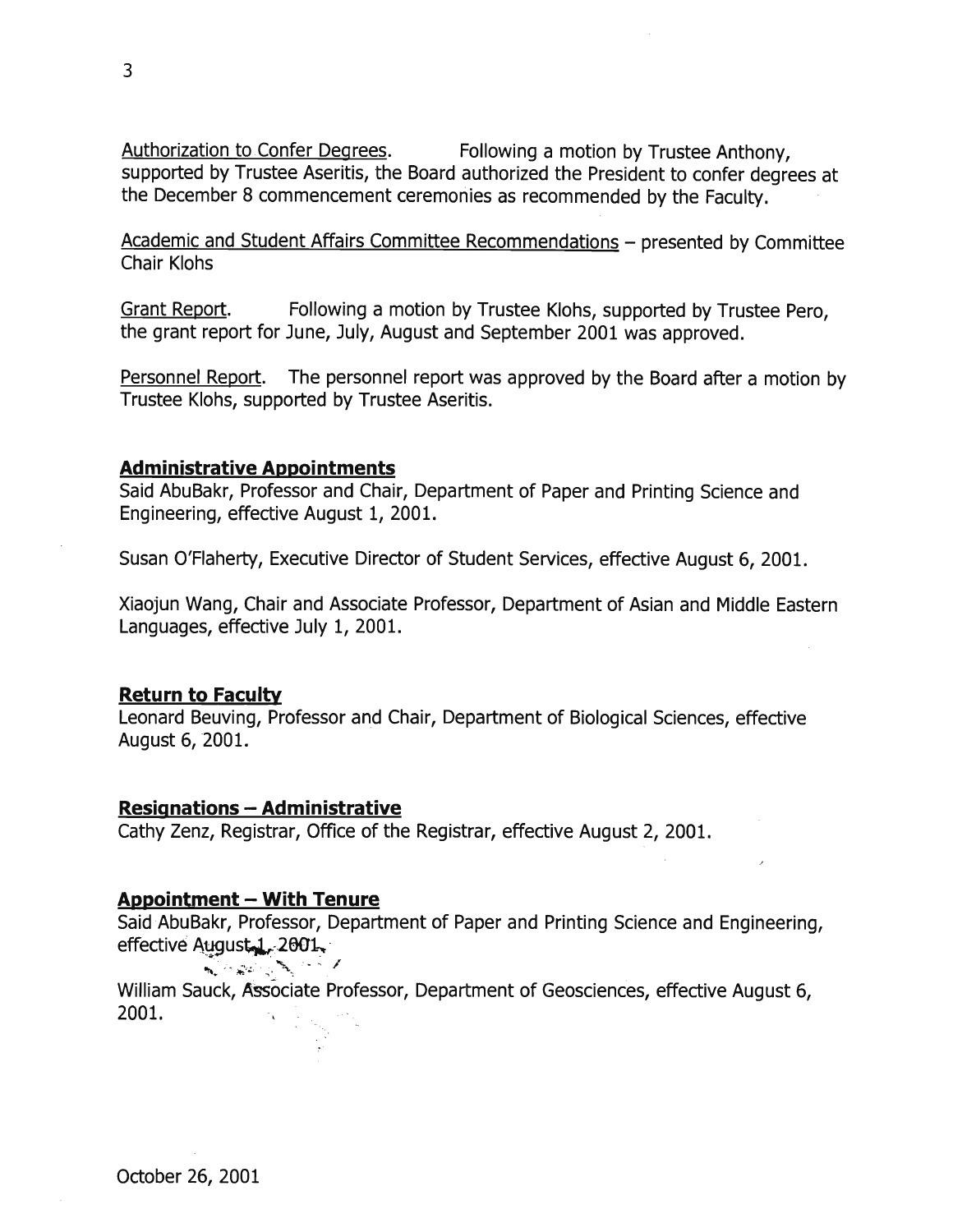Authorization to Confer Degrees. Following a motion by Trustee Anthony, supported by Trustee Aseritis, the Board authorized the President to confer degrees at the December 8 commencement ceremonies as recommended by the Faculty.

Academic and Student Affairs Committee Recommendations – presented by Committee Chair Klohs

Grant Report. Following a motion by Trustee Klohs, supported by Trustee Pero, the grant report for June, July, August and September 2001 was approved.

Personnel Report. The personnel report was approved by the Board after a motion by Trustee Klohs, supported by Trustee Aseritis.

**Administrative Appointments**

Said AbuBakr, Professor and Chair, Department of Paper and Printing Science and Engineering, effective August 1, 2001.

Susan O'Flaherty, Executive Director of Student Services, effective August 6, 2001.

Xiaojun Wang, Chair and Associate Professor, Department of Asian and Middle Eastern Languages, effective July 1, 2001.

**Return to Faculty**

Leonard Beuving, Professor and Chair, Department of Biological Sciences, effective August 6, 2001.

**Resignations – Administrative**

Cathy Zenz, Registrar, Office of the Registrar, effective August 2, 2001.

**Appointment – With Tenure**

Said AbuBakr, Professor, Department of Paper and Printing Science and Engineering, effective August 1, 2001.

William Sauck, Associate Professor, Department of Geosciences, effective August 6, 2001.

October 26, 2001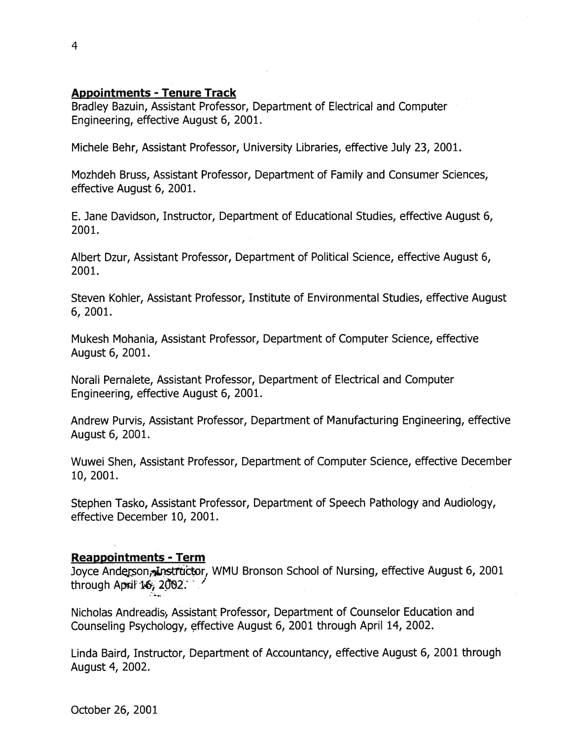**Appointments - Tenure Track**

Bradley Bazuin, Assistant Professor, Department of Electrical and Computer Engineering, effective August 6, 2001.

Michele Behr, Assistant Professor, University Libraries, effective July 23, 2001.

Mozhdeh Bruss, Assistant Professor, Department of Family and Consumer Sciences, effective August 6, 2001.

E. Jane Davidson, Instructor, Department of Educational Studies, effective August 6, 2001.

Albert Dzur, Assistant Professor, Department of Political Science, effective August 6, 2001.

Steven Kohler, Assistant Professor, Institute of Environmental Studies, effective August 6, 2001.

Mukesh Mohania, Assistant Professor, Department of Computer Science, effective August 6, 2001.

Norali Pernalete, Assistant Professor, Department of Electrical and Computer Engineering, effective August 6, 2001.

Andrew Purvis, Assistant Professor, Department of Manufacturing Engineering, effective August 6, 2001.

Wuwei Shen, Assistant Professor, Department of Computer Science, effective December 10, 2001.

Stephen Tasko, Assistant Professor, Department of Speech Pathology and Audiology, effective December 10, 2001.

**Reappointments - Term**

Joyce Anderson, Instructor, WMU Bronson School of Nursing, effective August 6, 2001 through April 16, 2002.

Nicholas Andreadis, Assistant Professor, Department of Counselor Education and Counseling Psychology, effective August 6, 2001 through April 14, 2002.

Linda Baird, Instructor, Department of Accountancy, effective August 6, 2001 through August 4, 2002.

October 26, 2001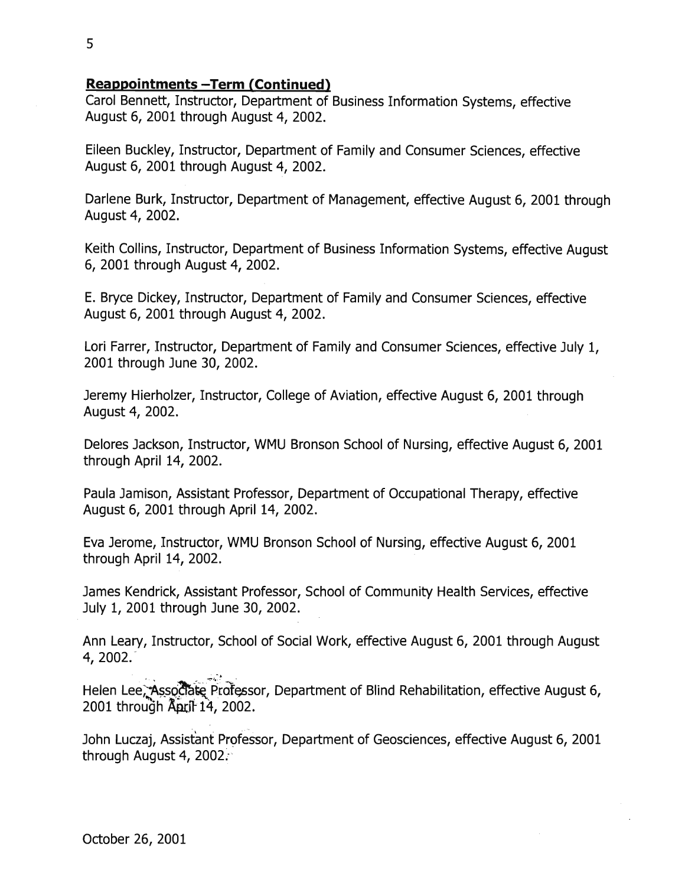**Reappointments –Term (Continued)**

Carol Bennett, Instructor, Department of Business Information Systems, effective August 6, 2001 through August 4, 2002.

Eileen Buckley, Instructor, Department of Family and Consumer Sciences, effective August 6, 2001 through August 4, 2002.

Darlene Burk, Instructor, Department of Management, effective August 6, 2001 through August 4, 2002.

Keith Collins, Instructor, Department of Business Information Systems, effective August 6, 2001 through August 4, 2002.

E. Bryce Dickey, Instructor, Department of Family and Consumer Sciences, effective August 6, 2001 through August 4, 2002.

Lori Farrer, Instructor, Department of Family and Consumer Sciences, effective July 1, 2001 through June 30, 2002.

Jeremy Hierholzer, Instructor, College of Aviation, effective August 6, 2001 through August 4, 2002.

Delores Jackson, Instructor, WMU Bronson School of Nursing, effective August 6, 2001 through April 14, 2002.

Paula Jamison, Assistant Professor, Department of Occupational Therapy, effective August 6, 2001 through April 14, 2002.

Eva Jerome, Instructor, WMU Bronson School of Nursing, effective August 6, 2001 through April 14, 2002.

James Kendrick, Assistant Professor, School of Community Health Services, effective July 1, 2001 through June 30, 2002.

Ann Leary, Instructor, School of Social Work, effective August 6, 2001 through August 4, 2002.

Helen Lee, Associate Professor, Department of Blind Rehabilitation, effective August 6, 2001 through April 14, 2002.

John Luczaj, Assistant Professor, Department of Geosciences, effective August 6, 2001 through August 4, 2002.

October 26, 2001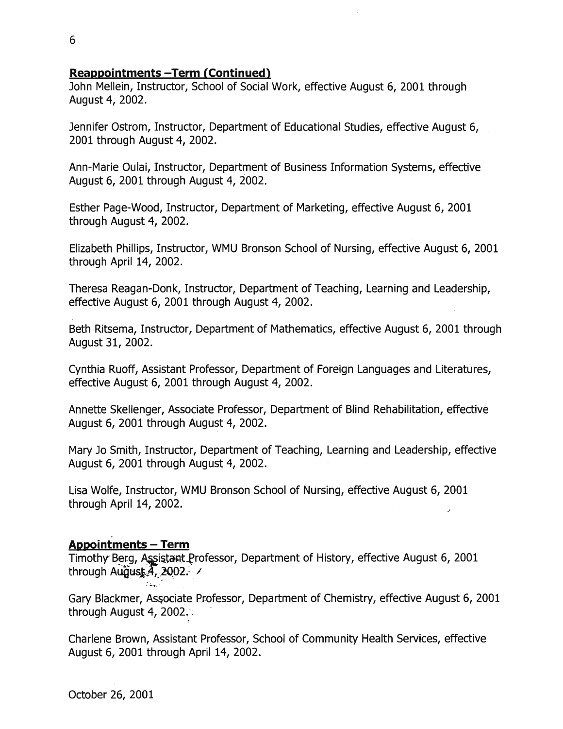## Reappointments –Term (Continued)

John Mellein, Instructor, School of Social Work, effective August 6, 2001 through August 4, 2002.

Jennifer Ostrom, Instructor, Department of Educational Studies, effective August 6, 2001 through August 4, 2002.

Ann-Marie Oulai, Instructor, Department of Business Information Systems, effective August 6, 2001 through August 4, 2002.

Esther Page-Wood, Instructor, Department of Marketing, effective August 6, 2001 through August 4, 2002.

Elizabeth Phillips, Instructor, WMU Bronson School of Nursing, effective August 6, 2001 through April 14, 2002.

Theresa Reagan-Donk, Instructor, Department of Teaching, Learning and Leadership, effective August 6, 2001 through August 4, 2002.

Beth Ritsema, Instructor, Department of Mathematics, effective August 6, 2001 through August 31, 2002.

Cynthia Ruoff, Assistant Professor, Department of Foreign Languages and Literatures, effective August 6, 2001 through August 4, 2002.

Annette Skellenger, Associate Professor, Department of Blind Rehabilitation, effective August 6, 2001 through August 4, 2002.

Mary Jo Smith, Instructor, Department of Teaching, Learning and Leadership, effective August 6, 2001 through August 4, 2002.

Lisa Wolfe, Instructor, WMU Bronson School of Nursing, effective August 6, 2001 through April 14, 2002.

## Appointments – Term

Timothy Berg, Assistant Professor, Department of History, effective August 6, 2001 through August 4, 2002.

Gary Blackmer, Associate Professor, Department of Chemistry, effective August 6, 2001 through August 4, 2002.

Charlene Brown, Assistant Professor, School of Community Health Services, effective August 6, 2001 through April 14, 2002.

October 26, 2001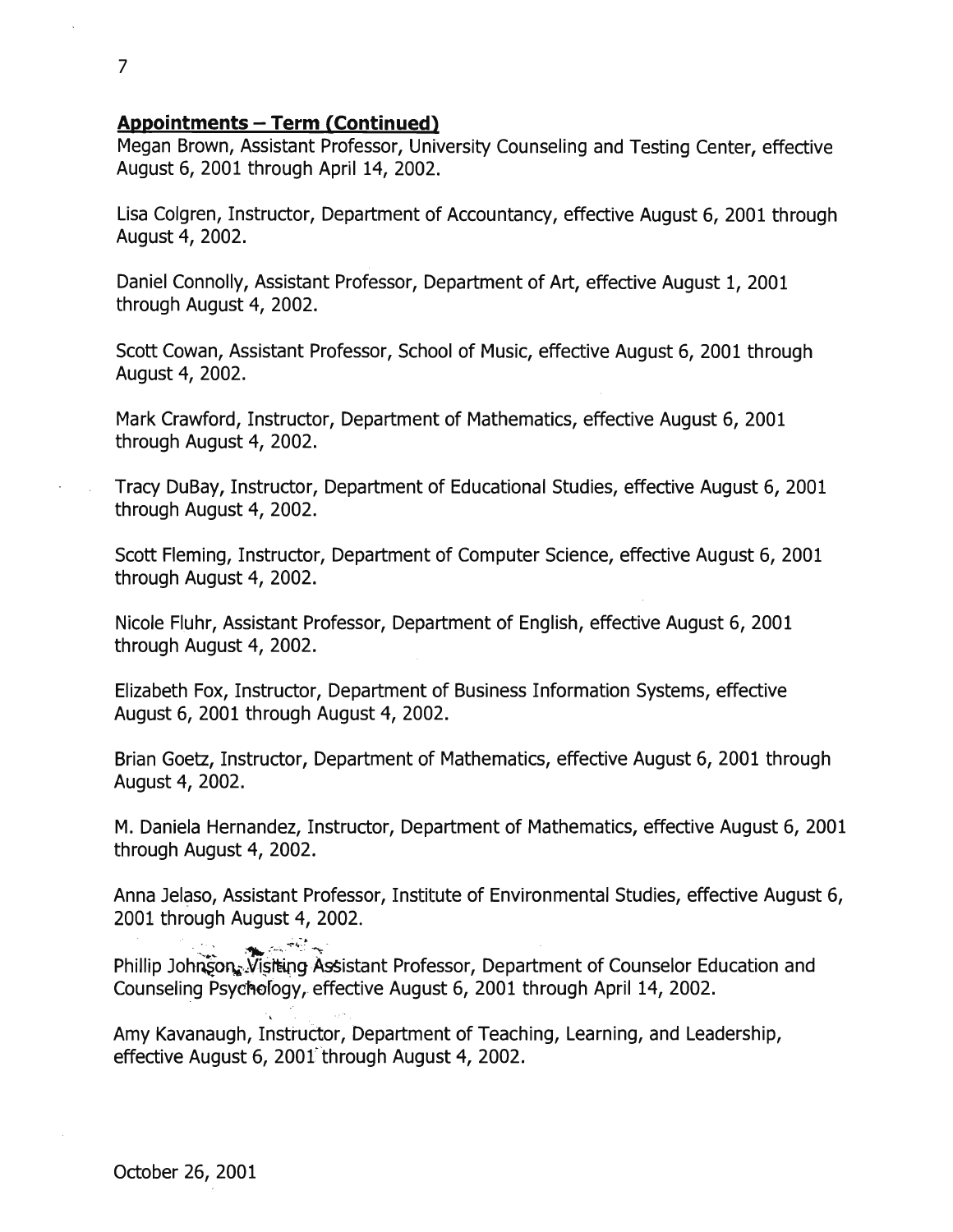**Appointments – Term (Continued)**

Megan Brown, Assistant Professor, University Counseling and Testing Center, effective August 6, 2001 through April 14, 2002.

Lisa Colgren, Instructor, Department of Accountancy, effective August 6, 2001 through August 4, 2002.

Daniel Connolly, Assistant Professor, Department of Art, effective August 1, 2001 through August 4, 2002.

Scott Cowan, Assistant Professor, School of Music, effective August 6, 2001 through August 4, 2002.

Mark Crawford, Instructor, Department of Mathematics, effective August 6, 2001 through August 4, 2002.

Tracy DuBay, Instructor, Department of Educational Studies, effective August 6, 2001 through August 4, 2002.

Scott Fleming, Instructor, Department of Computer Science, effective August 6, 2001 through August 4, 2002.

Nicole Fluhr, Assistant Professor, Department of English, effective August 6, 2001 through August 4, 2002.

Elizabeth Fox, Instructor, Department of Business Information Systems, effective August 6, 2001 through August 4, 2002.

Brian Goetz, Instructor, Department of Mathematics, effective August 6, 2001 through August 4, 2002.

M. Daniela Hernandez, Instructor, Department of Mathematics, effective August 6, 2001 through August 4, 2002.

Anna Jelaso, Assistant Professor, Institute of Environmental Studies, effective August 6, 2001 through August 4, 2002.

Phillip Johnson, Visiting Assistant Professor, Department of Counselor Education and Counseling Psychology, effective August 6, 2001 through April 14, 2002.

Amy Kavanaugh, Instructor, Department of Teaching, Learning, and Leadership, effective August 6, 2001 through August 4, 2002.

October 26, 2001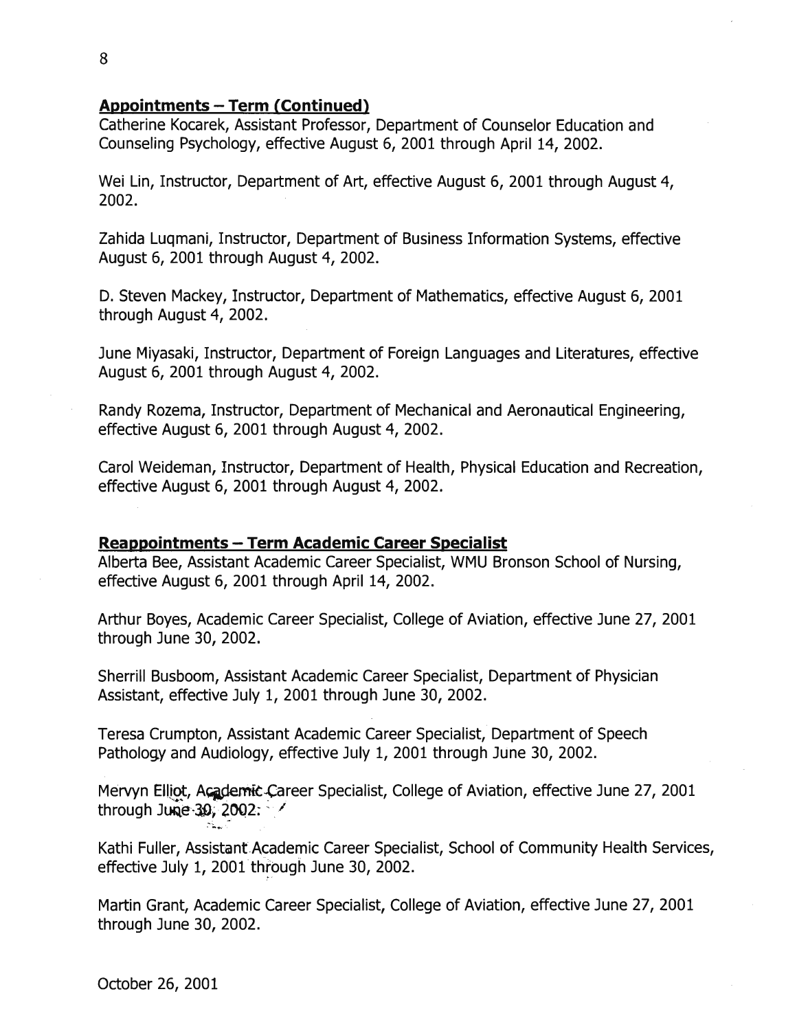**Appointments – Term (Continued)**

Catherine Kocarek, Assistant Professor, Department of Counselor Education and Counseling Psychology, effective August 6, 2001 through April 14, 2002.

Wei Lin, Instructor, Department of Art, effective August 6, 2001 through August 4, 2002.

Zahida Luqmani, Instructor, Department of Business Information Systems, effective August 6, 2001 through August 4, 2002.

D. Steven Mackey, Instructor, Department of Mathematics, effective August 6, 2001 through August 4, 2002.

June Miyasaki, Instructor, Department of Foreign Languages and Literatures, effective August 6, 2001 through August 4, 2002.

Randy Rozema, Instructor, Department of Mechanical and Aeronautical Engineering, effective August 6, 2001 through August 4, 2002.

Carol Weideman, Instructor, Department of Health, Physical Education and Recreation, effective August 6, 2001 through August 4, 2002.

**Reappointments – Term Academic Career Specialist**

Alberta Bee, Assistant Academic Career Specialist, WMU Bronson School of Nursing, effective August 6, 2001 through April 14, 2002.

Arthur Boyes, Academic Career Specialist, College of Aviation, effective June 27, 2001 through June 30, 2002.

Sherrill Busboom, Assistant Academic Career Specialist, Department of Physician Assistant, effective July 1, 2001 through June 30, 2002.

Teresa Crumpton, Assistant Academic Career Specialist, Department of Speech Pathology and Audiology, effective July 1, 2001 through June 30, 2002.

Mervyn Elliot, Academic Career Specialist, College of Aviation, effective June 27, 2001 through June 30, 2002.

Kathi Fuller, Assistant Academic Career Specialist, School of Community Health Services, effective July 1, 2001 through June 30, 2002.

Martin Grant, Academic Career Specialist, College of Aviation, effective June 27, 2001 through June 30, 2002.

October 26, 2001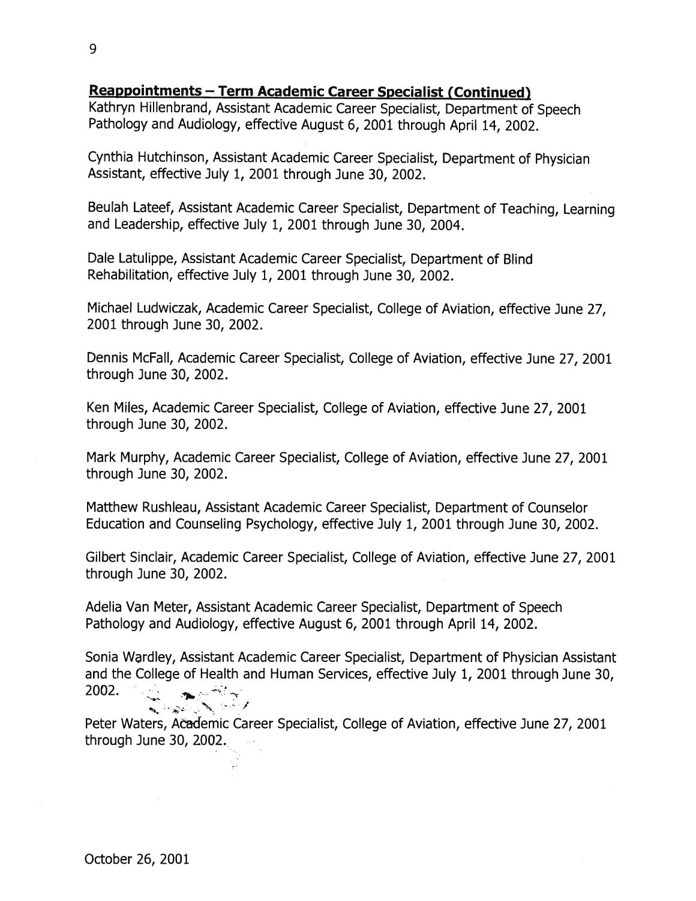## Reappointments – Term Academic Career Specialist (Continued)

Kathryn Hillenbrand, Assistant Academic Career Specialist, Department of Speech Pathology and Audiology, effective August 6, 2001 through April 14, 2002.

Cynthia Hutchinson, Assistant Academic Career Specialist, Department of Physician Assistant, effective July 1, 2001 through June 30, 2002.

Beulah Lateef, Assistant Academic Career Specialist, Department of Teaching, Learning and Leadership, effective July 1, 2001 through June 30, 2004.

Dale Latulippe, Assistant Academic Career Specialist, Department of Blind Rehabilitation, effective July 1, 2001 through June 30, 2002.

Michael Ludwiczak, Academic Career Specialist, College of Aviation, effective June 27, 2001 through June 30, 2002.

Dennis McFall, Academic Career Specialist, College of Aviation, effective June 27, 2001 through June 30, 2002.

Ken Miles, Academic Career Specialist, College of Aviation, effective June 27, 2001 through June 30, 2002.

Mark Murphy, Academic Career Specialist, College of Aviation, effective June 27, 2001 through June 30, 2002.

Matthew Rushleau, Assistant Academic Career Specialist, Department of Counselor Education and Counseling Psychology, effective July 1, 2001 through June 30, 2002.

Gilbert Sinclair, Academic Career Specialist, College of Aviation, effective June 27, 2001 through June 30, 2002.

Adelia Van Meter, Assistant Academic Career Specialist, Department of Speech Pathology and Audiology, effective August 6, 2001 through April 14, 2002.

Sonia Wardley, Assistant Academic Career Specialist, Department of Physician Assistant and the College of Health and Human Services, effective July 1, 2001 through June 30, 2002.

Peter Waters, Academic Career Specialist, College of Aviation, effective June 27, 2001 through June 30, 2002.

October 26, 2001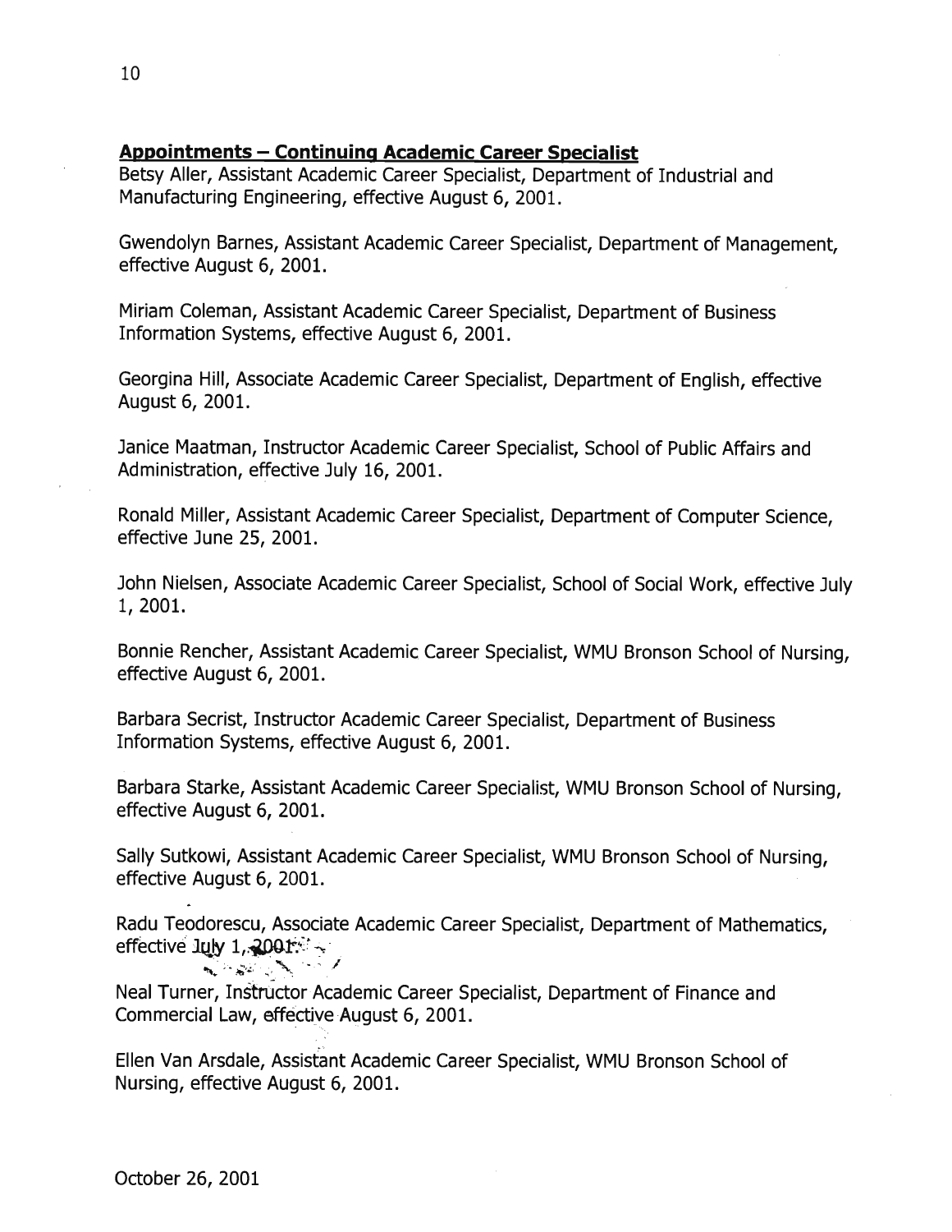## Appointments – Continuing Academic Career Specialist

Betsy Aller, Assistant Academic Career Specialist, Department of Industrial and Manufacturing Engineering, effective August 6, 2001.

Gwendolyn Barnes, Assistant Academic Career Specialist, Department of Management, effective August 6, 2001.

Miriam Coleman, Assistant Academic Career Specialist, Department of Business Information Systems, effective August 6, 2001.

Georgina Hill, Associate Academic Career Specialist, Department of English, effective August 6, 2001.

Janice Maatman, Instructor Academic Career Specialist, School of Public Affairs and Administration, effective July 16, 2001.

Ronald Miller, Assistant Academic Career Specialist, Department of Computer Science, effective June 25, 2001.

John Nielsen, Associate Academic Career Specialist, School of Social Work, effective July 1, 2001.

Bonnie Rencher, Assistant Academic Career Specialist, WMU Bronson School of Nursing, effective August 6, 2001.

Barbara Secrist, Instructor Academic Career Specialist, Department of Business Information Systems, effective August 6, 2001.

Barbara Starke, Assistant Academic Career Specialist, WMU Bronson School of Nursing, effective August 6, 2001.

Sally Sutkowi, Assistant Academic Career Specialist, WMU Bronson School of Nursing, effective August 6, 2001.

Radu Teodorescu, Associate Academic Career Specialist, Department of Mathematics, effective July 1, 2001.

Neal Turner, Instructor Academic Career Specialist, Department of Finance and Commercial Law, effective August 6, 2001.

Ellen Van Arsdale, Assistant Academic Career Specialist, WMU Bronson School of Nursing, effective August 6, 2001.

October 26, 2001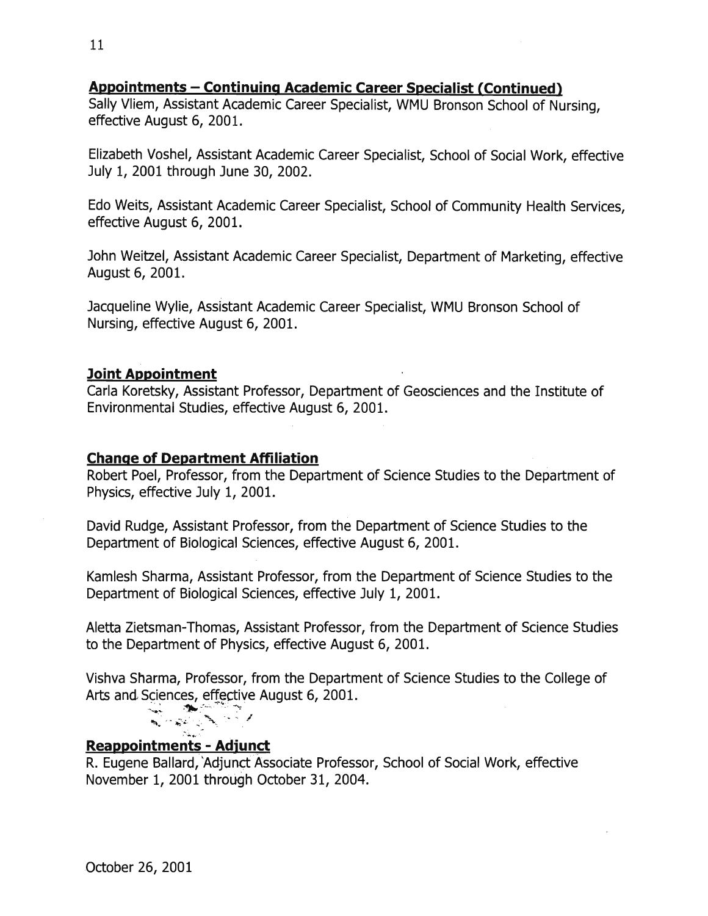### Appointments – Continuing Academic Career Specialist (Continued)

Sally Vliem, Assistant Academic Career Specialist, WMU Bronson School of Nursing, effective August 6, 2001.

Elizabeth Voshel, Assistant Academic Career Specialist, School of Social Work, effective July 1, 2001 through June 30, 2002.

Edo Weits, Assistant Academic Career Specialist, School of Community Health Services, effective August 6, 2001.

John Weitzel, Assistant Academic Career Specialist, Department of Marketing, effective August 6, 2001.

Jacqueline Wylie, Assistant Academic Career Specialist, WMU Bronson School of Nursing, effective August 6, 2001.

### Joint Appointment

Carla Koretsky, Assistant Professor, Department of Geosciences and the Institute of Environmental Studies, effective August 6, 2001.

### Change of Department Affiliation

Robert Poel, Professor, from the Department of Science Studies to the Department of Physics, effective July 1, 2001.

David Rudge, Assistant Professor, from the Department of Science Studies to the Department of Biological Sciences, effective August 6, 2001.

Kamlesh Sharma, Assistant Professor, from the Department of Science Studies to the Department of Biological Sciences, effective July 1, 2001.

Aletta Zietsman-Thomas, Assistant Professor, from the Department of Science Studies to the Department of Physics, effective August 6, 2001.

Vishva Sharma, Professor, from the Department of Science Studies to the College of Arts and Sciences, effective August 6, 2001.

### Reappointments - Adjunct

R. Eugene Ballard, Adjunct Associate Professor, School of Social Work, effective November 1, 2001 through October 31, 2004.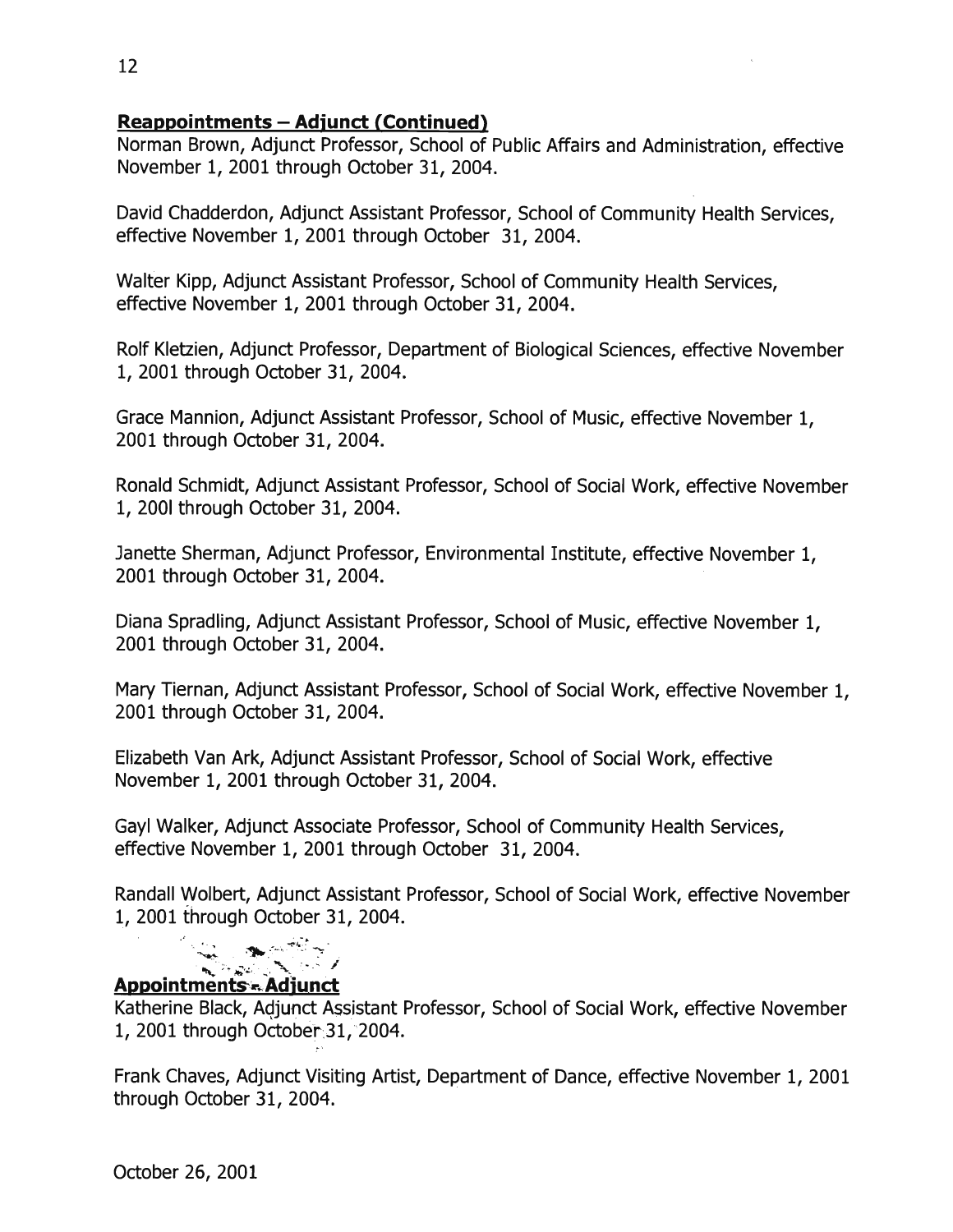**Reappointments – Adjunct (Continued)**

Norman Brown, Adjunct Professor, School of Public Affairs and Administration, effective November 1, 2001 through October 31, 2004.

David Chadderdon, Adjunct Assistant Professor, School of Community Health Services, effective November 1, 2001 through October 31, 2004.

Walter Kipp, Adjunct Assistant Professor, School of Community Health Services, effective November 1, 2001 through October 31, 2004.

Rolf Kletzien, Adjunct Professor, Department of Biological Sciences, effective November 1, 2001 through October 31, 2004.

Grace Mannion, Adjunct Assistant Professor, School of Music, effective November 1, 2001 through October 31, 2004.

Ronald Schmidt, Adjunct Assistant Professor, School of Social Work, effective November 1, 2001 through October 31, 2004.

Janette Sherman, Adjunct Professor, Environmental Institute, effective November 1, 2001 through October 31, 2004.

Diana Spradling, Adjunct Assistant Professor, School of Music, effective November 1, 2001 through October 31, 2004.

Mary Tiernan, Adjunct Assistant Professor, School of Social Work, effective November 1, 2001 through October 31, 2004.

Elizabeth Van Ark, Adjunct Assistant Professor, School of Social Work, effective November 1, 2001 through October 31, 2004.

Gayl Walker, Adjunct Associate Professor, School of Community Health Services, effective November 1, 2001 through October 31, 2004.

Randall Wolbert, Adjunct Assistant Professor, School of Social Work, effective November 1, 2001 through October 31, 2004.

**Appointments – Adjunct**

Katherine Black, Adjunct Assistant Professor, School of Social Work, effective November 1, 2001 through October 31, 2004.

Frank Chaves, Adjunct Visiting Artist, Department of Dance, effective November 1, 2001 through October 31, 2004.

October 26, 2001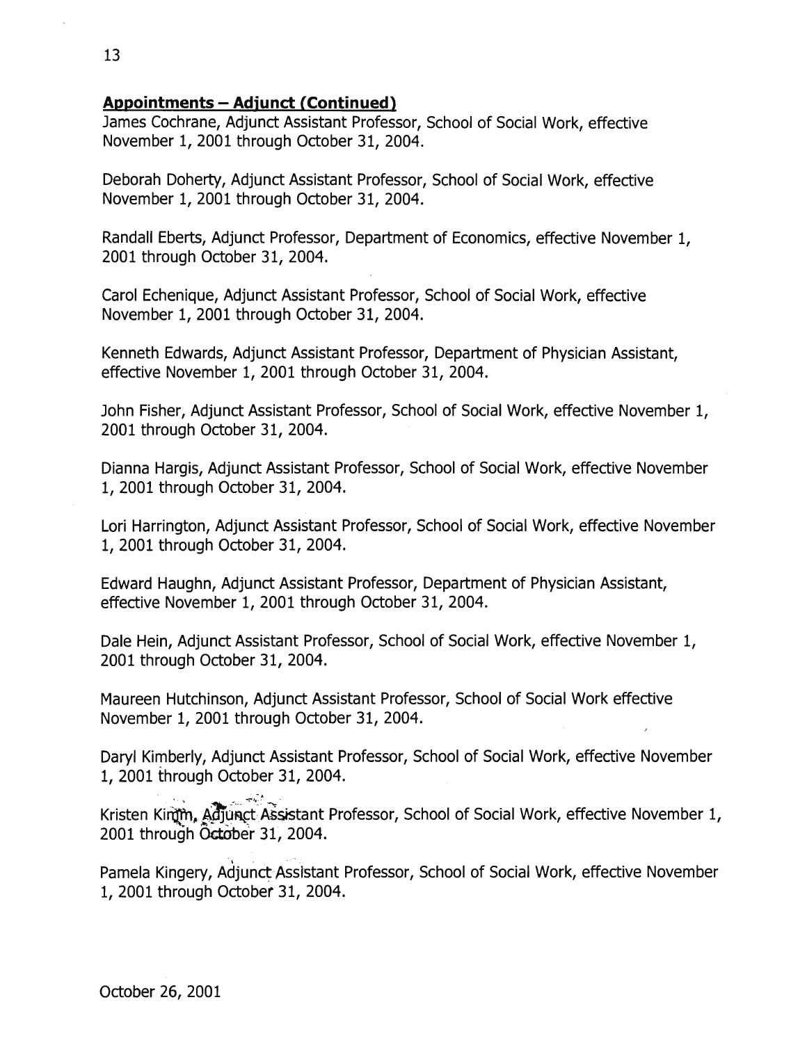**Appointments – Adjunct (Continued)**

James Cochrane, Adjunct Assistant Professor, School of Social Work, effective November 1, 2001 through October 31, 2004.

Deborah Doherty, Adjunct Assistant Professor, School of Social Work, effective November 1, 2001 through October 31, 2004.

Randall Eberts, Adjunct Professor, Department of Economics, effective November 1, 2001 through October 31, 2004.

Carol Echenique, Adjunct Assistant Professor, School of Social Work, effective November 1, 2001 through October 31, 2004.

Kenneth Edwards, Adjunct Assistant Professor, Department of Physician Assistant, effective November 1, 2001 through October 31, 2004.

John Fisher, Adjunct Assistant Professor, School of Social Work, effective November 1, 2001 through October 31, 2004.

Dianna Hargis, Adjunct Assistant Professor, School of Social Work, effective November 1, 2001 through October 31, 2004.

Lori Harrington, Adjunct Assistant Professor, School of Social Work, effective November 1, 2001 through October 31, 2004.

Edward Haughn, Adjunct Assistant Professor, Department of Physician Assistant, effective November 1, 2001 through October 31, 2004.

Dale Hein, Adjunct Assistant Professor, School of Social Work, effective November 1, 2001 through October 31, 2004.

Maureen Hutchinson, Adjunct Assistant Professor, School of Social Work effective November 1, 2001 through October 31, 2004.

Daryl Kimberly, Adjunct Assistant Professor, School of Social Work, effective November 1, 2001 through October 31, 2004.

Kristen Kimm, Adjunct Assistant Professor, School of Social Work, effective November 1, 2001 through October 31, 2004.

Pamela Kingery, Adjunct Assistant Professor, School of Social Work, effective November 1, 2001 through October 31, 2004.

October 26, 2001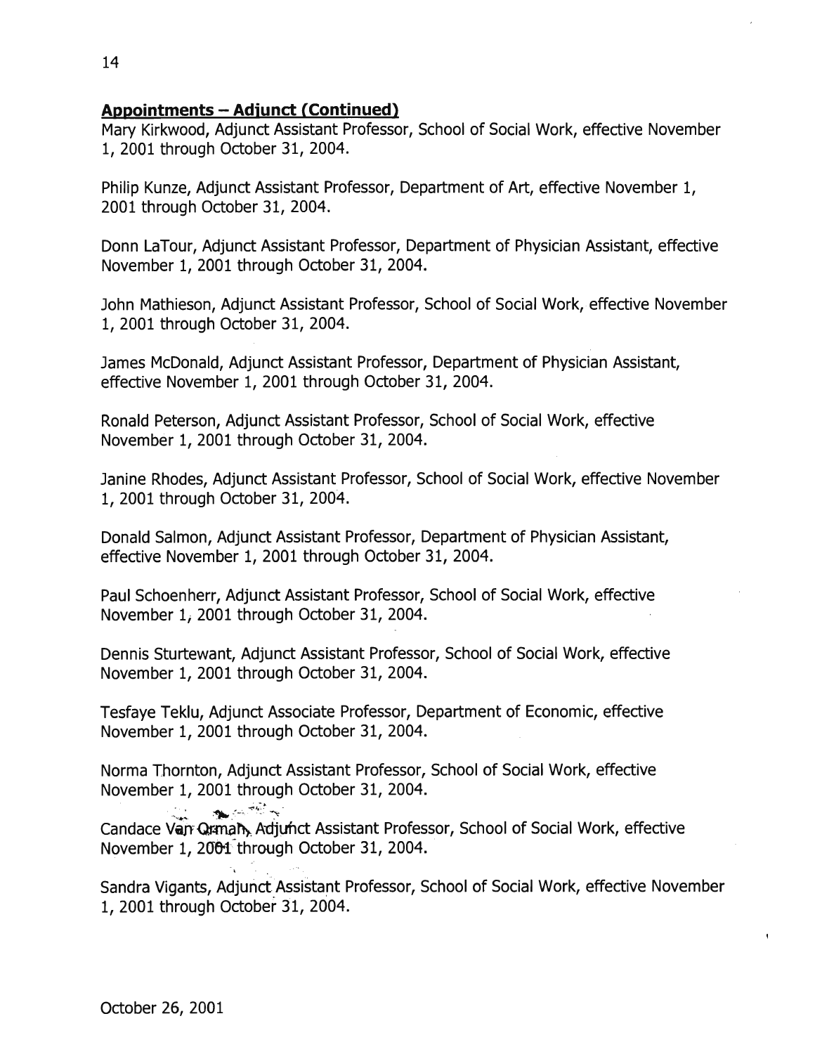## Appointments – Adjunct (Continued)

Mary Kirkwood, Adjunct Assistant Professor, School of Social Work, effective November 1, 2001 through October 31, 2004.

Philip Kunze, Adjunct Assistant Professor, Department of Art, effective November 1, 2001 through October 31, 2004.

Donn LaTour, Adjunct Assistant Professor, Department of Physician Assistant, effective November 1, 2001 through October 31, 2004.

John Mathieson, Adjunct Assistant Professor, School of Social Work, effective November 1, 2001 through October 31, 2004.

James McDonald, Adjunct Assistant Professor, Department of Physician Assistant, effective November 1, 2001 through October 31, 2004.

Ronald Peterson, Adjunct Assistant Professor, School of Social Work, effective November 1, 2001 through October 31, 2004.

Janine Rhodes, Adjunct Assistant Professor, School of Social Work, effective November 1, 2001 through October 31, 2004.

Donald Salmon, Adjunct Assistant Professor, Department of Physician Assistant, effective November 1, 2001 through October 31, 2004.

Paul Schoenherr, Adjunct Assistant Professor, School of Social Work, effective November 1, 2001 through October 31, 2004.

Dennis Sturtewant, Adjunct Assistant Professor, School of Social Work, effective November 1, 2001 through October 31, 2004.

Tesfaye Teklu, Adjunct Associate Professor, Department of Economic, effective November 1, 2001 through October 31, 2004.

Norma Thornton, Adjunct Assistant Professor, School of Social Work, effective November 1, 2001 through October 31, 2004.

Candace Van Orman, Adjunct Assistant Professor, School of Social Work, effective November 1, 2001 through October 31, 2004.

Sandra Vigants, Adjunct Assistant Professor, School of Social Work, effective November 1, 2001 through October 31, 2004.

October 26, 2001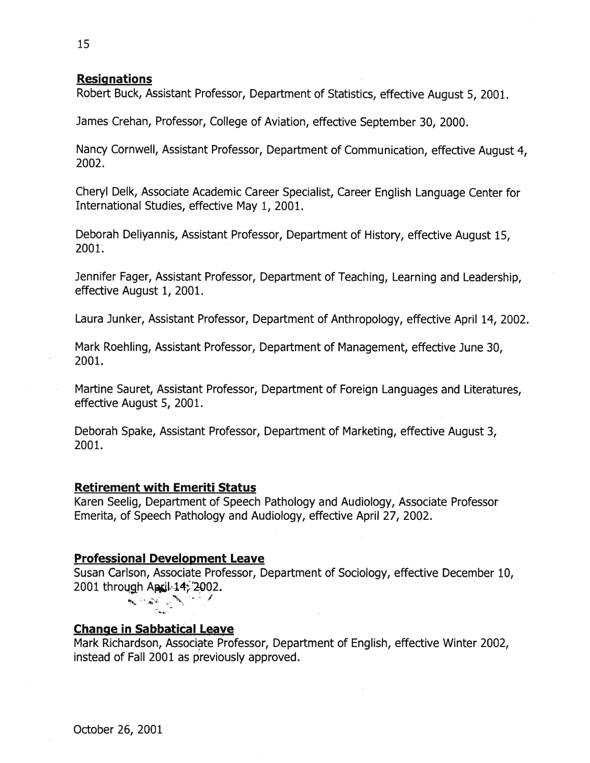## Resignations

Robert Buck, Assistant Professor, Department of Statistics, effective August 5, 2001.

James Crehan, Professor, College of Aviation, effective September 30, 2000.

Nancy Cornwell, Assistant Professor, Department of Communication, effective August 4, 2002.

Cheryl Delk, Associate Academic Career Specialist, Career English Language Center for International Studies, effective May 1, 2001.

Deborah Deliyannis, Assistant Professor, Department of History, effective August 15, 2001.

Jennifer Fager, Assistant Professor, Department of Teaching, Learning and Leadership, effective August 1, 2001.

Laura Junker, Assistant Professor, Department of Anthropology, effective April 14, 2002.

Mark Roehling, Assistant Professor, Department of Management, effective June 30, 2001.

Martine Sauret, Assistant Professor, Department of Foreign Languages and Literatures, effective August 5, 2001.

Deborah Spake, Assistant Professor, Department of Marketing, effective August 3, 2001.

## Retirement with Emeriti Status

Karen Seelig, Department of Speech Pathology and Audiology, Associate Professor Emerita, of Speech Pathology and Audiology, effective April 27, 2002.

## Professional Development Leave

Susan Carlson, Associate Professor, Department of Sociology, effective December 10, 2001 through April 14, 2002.

## Change in Sabbatical Leave

Mark Richardson, Associate Professor, Department of English, effective Winter 2002, instead of Fall 2001 as previously approved.

October 26, 2001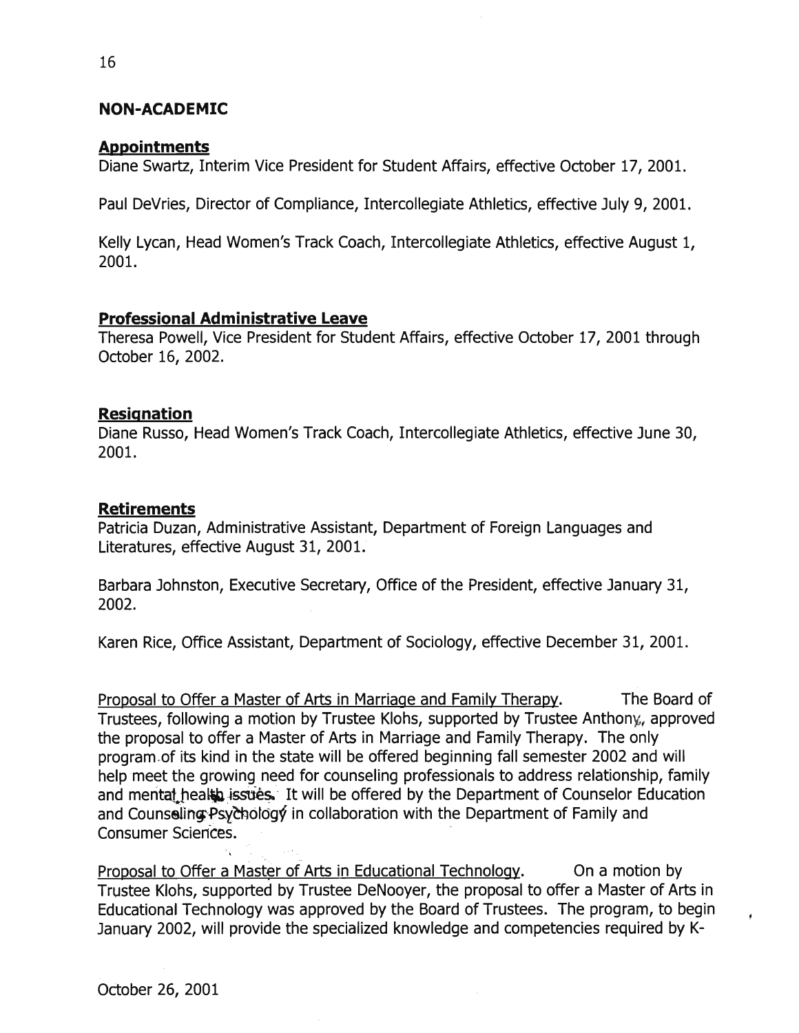## NON-ACADEMIC

### Appointments

Diane Swartz, Interim Vice President for Student Affairs, effective October 17, 2001.

Paul DeVries, Director of Compliance, Intercollegiate Athletics, effective July 9, 2001.

Kelly Lycan, Head Women's Track Coach, Intercollegiate Athletics, effective August 1, 2001.

### Professional Administrative Leave

Theresa Powell, Vice President for Student Affairs, effective October 17, 2001 through October 16, 2002.

### Resignation

Diane Russo, Head Women's Track Coach, Intercollegiate Athletics, effective June 30, 2001.

### Retirements

Patricia Duzan, Administrative Assistant, Department of Foreign Languages and Literatures, effective August 31, 2001.

Barbara Johnston, Executive Secretary, Office of the President, effective January 31, 2002.

Karen Rice, Office Assistant, Department of Sociology, effective December 31, 2001.

Proposal to Offer a Master of Arts in Marriage and Family Therapy. The Board of Trustees, following a motion by Trustee Klohs, supported by Trustee Anthony, approved the proposal to offer a Master of Arts in Marriage and Family Therapy. The only program of its kind in the state will be offered beginning fall semester 2002 and will help meet the growing need for counseling professionals to address relationship, family and mental health issues. It will be offered by the Department of Counselor Education and Counseling Psychology in collaboration with the Department of Family and Consumer Sciences.

Proposal to Offer a Master of Arts in Educational Technology. On a motion by Trustee Klohs, supported by Trustee DeNooyer, the proposal to offer a Master of Arts in Educational Technology was approved by the Board of Trustees. The program, to begin January 2002, will provide the specialized knowledge and competencies required by K-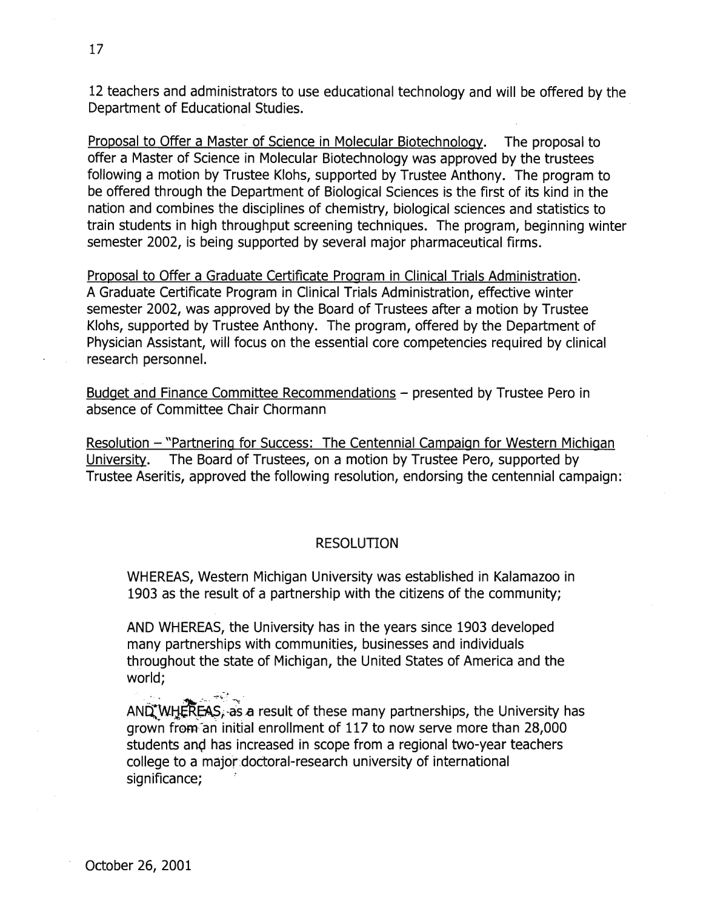12 teachers and administrators to use educational technology and will be offered by the Department of Educational Studies.

Proposal to Offer a Master of Science in Molecular Biotechnology. The proposal to offer a Master of Science in Molecular Biotechnology was approved by the trustees following a motion by Trustee Klohs, supported by Trustee Anthony. The program to be offered through the Department of Biological Sciences is the first of its kind in the nation and combines the disciplines of chemistry, biological sciences and statistics to train students in high throughput screening techniques. The program, beginning winter semester 2002, is being supported by several major pharmaceutical firms.

Proposal to Offer a Graduate Certificate Program in Clinical Trials Administration. A Graduate Certificate Program in Clinical Trials Administration, effective winter semester 2002, was approved by the Board of Trustees after a motion by Trustee Klohs, supported by Trustee Anthony. The program, offered by the Department of Physician Assistant, will focus on the essential core competencies required by clinical research personnel.

Budget and Finance Committee Recommendations – presented by Trustee Pero in absence of Committee Chair Chormann

Resolution – "Partnering for Success: The Centennial Campaign for Western Michigan University. The Board of Trustees, on a motion by Trustee Pero, supported by Trustee Aseritis, approved the following resolution, endorsing the centennial campaign:

RESOLUTION

WHEREAS, Western Michigan University was established in Kalamazoo in 1903 as the result of a partnership with the citizens of the community;

AND WHEREAS, the University has in the years since 1903 developed many partnerships with communities, businesses and individuals throughout the state of Michigan, the United States of America and the world;

AND WHEREAS, as a result of these many partnerships, the University has grown from an initial enrollment of 117 to now serve more than 28,000 students and has increased in scope from a regional two-year teachers college to a major doctoral-research university of international significance;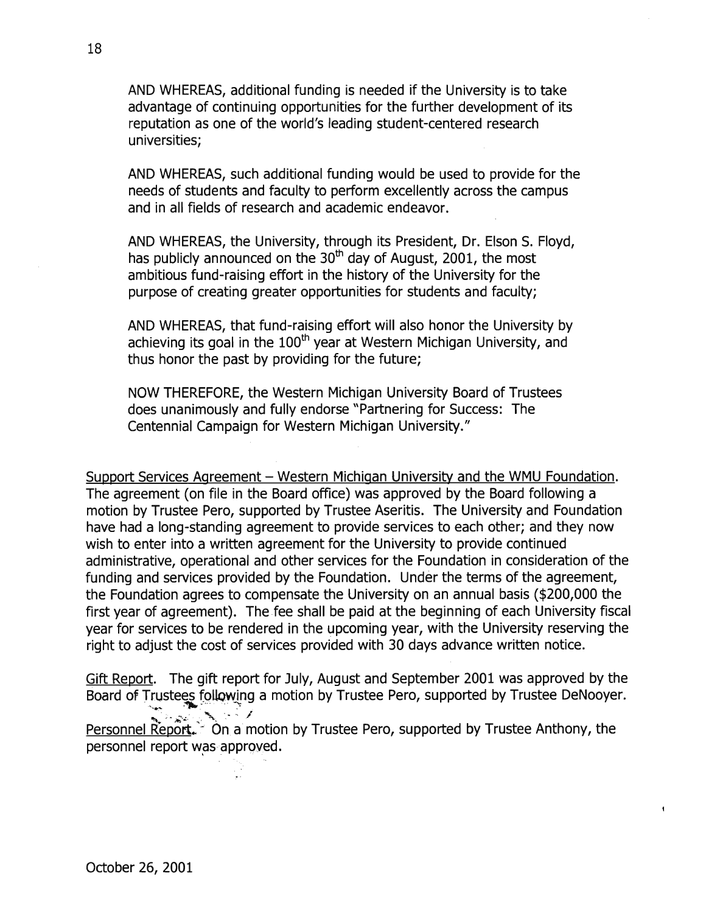AND WHEREAS, additional funding is needed if the University is to take advantage of continuing opportunities for the further development of its reputation as one of the world's leading student-centered research universities;

AND WHEREAS, such additional funding would be used to provide for the needs of students and faculty to perform excellently across the campus and in all fields of research and academic endeavor.

AND WHEREAS, the University, through its President, Dr. Elson S. Floyd, has publicly announced on the 30th day of August, 2001, the most ambitious fund-raising effort in the history of the University for the purpose of creating greater opportunities for students and faculty;

AND WHEREAS, that fund-raising effort will also honor the University by achieving its goal in the 100th year at Western Michigan University, and thus honor the past by providing for the future;

NOW THEREFORE, the Western Michigan University Board of Trustees does unanimously and fully endorse "Partnering for Success: The Centennial Campaign for Western Michigan University."

Support Services Agreement – Western Michigan University and the WMU Foundation. The agreement (on file in the Board office) was approved by the Board following a motion by Trustee Pero, supported by Trustee Aseritis. The University and Foundation have had a long-standing agreement to provide services to each other; and they now wish to enter into a written agreement for the University to provide continued administrative, operational and other services for the Foundation in consideration of the funding and services provided by the Foundation. Under the terms of the agreement, the Foundation agrees to compensate the University on an annual basis ($200,000 the first year of agreement). The fee shall be paid at the beginning of each University fiscal year for services to be rendered in the upcoming year, with the University reserving the right to adjust the cost of services provided with 30 days advance written notice.

Gift Report. The gift report for July, August and September 2001 was approved by the Board of Trustees following a motion by Trustee Pero, supported by Trustee DeNooyer.

Personnel Report. On a motion by Trustee Pero, supported by Trustee Anthony, the personnel report was approved.

October 26, 2001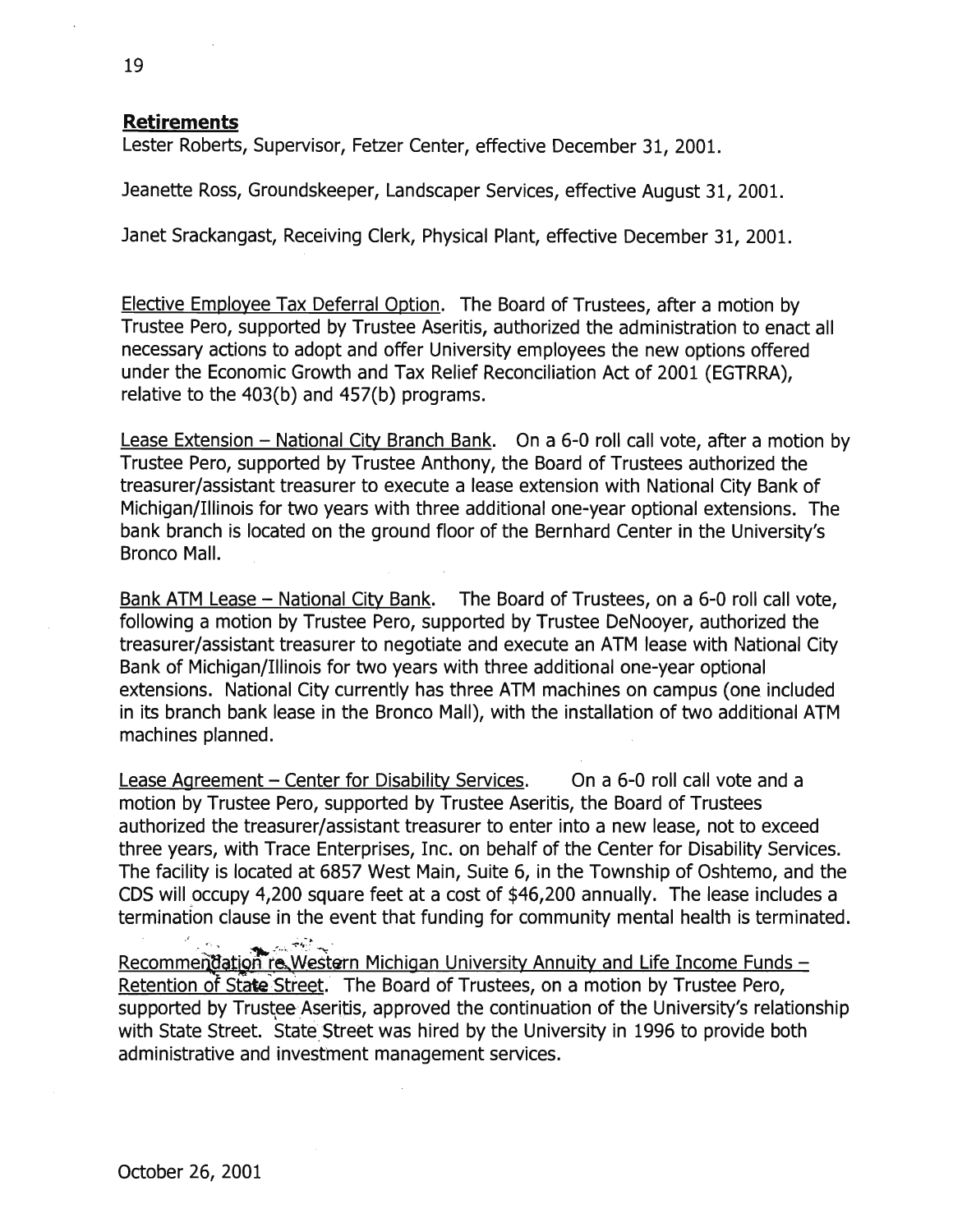**Retirements**

Lester Roberts, Supervisor, Fetzer Center, effective December 31, 2001.

Jeanette Ross, Groundskeeper, Landscaper Services, effective August 31, 2001.

Janet Srackangast, Receiving Clerk, Physical Plant, effective December 31, 2001.

Elective Employee Tax Deferral Option. The Board of Trustees, after a motion by Trustee Pero, supported by Trustee Aseritis, authorized the administration to enact all necessary actions to adopt and offer University employees the new options offered under the Economic Growth and Tax Relief Reconciliation Act of 2001 (EGTRRA), relative to the 403(b) and 457(b) programs.

Lease Extension – National City Branch Bank. On a 6-0 roll call vote, after a motion by Trustee Pero, supported by Trustee Anthony, the Board of Trustees authorized the treasurer/assistant treasurer to execute a lease extension with National City Bank of Michigan/Illinois for two years with three additional one-year optional extensions. The bank branch is located on the ground floor of the Bernhard Center in the University's Bronco Mall.

Bank ATM Lease – National City Bank. The Board of Trustees, on a 6-0 roll call vote, following a motion by Trustee Pero, supported by Trustee DeNooyer, authorized the treasurer/assistant treasurer to negotiate and execute an ATM lease with National City Bank of Michigan/Illinois for two years with three additional one-year optional extensions. National City currently has three ATM machines on campus (one included in its branch bank lease in the Bronco Mall), with the installation of two additional ATM machines planned.

Lease Agreement – Center for Disability Services. On a 6-0 roll call vote and a motion by Trustee Pero, supported by Trustee Aseritis, the Board of Trustees authorized the treasurer/assistant treasurer to enter into a new lease, not to exceed three years, with Trace Enterprises, Inc. on behalf of the Center for Disability Services. The facility is located at 6857 West Main, Suite 6, in the Township of Oshtemo, and the CDS will occupy 4,200 square feet at a cost of $46,200 annually. The lease includes a termination clause in the event that funding for community mental health is terminated.

Recommendation re Western Michigan University Annuity and Life Income Funds – Retention of State Street. The Board of Trustees, on a motion by Trustee Pero, supported by Trustee Aseritis, approved the continuation of the University's relationship with State Street. State Street was hired by the University in 1996 to provide both administrative and investment management services.

October 26, 2001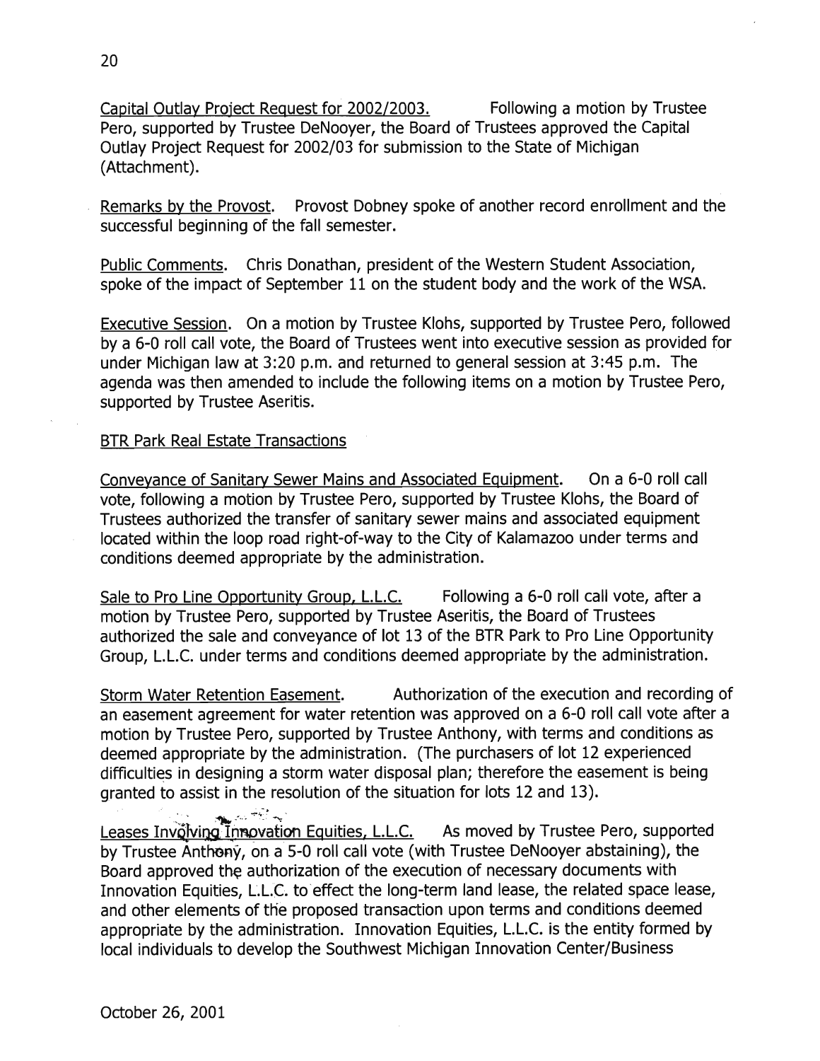Capital Outlay Project Request for 2002/2003. Following a motion by Trustee Pero, supported by Trustee DeNooyer, the Board of Trustees approved the Capital Outlay Project Request for 2002/03 for submission to the State of Michigan (Attachment).

Remarks by the Provost. Provost Dobney spoke of another record enrollment and the successful beginning of the fall semester.

Public Comments. Chris Donathan, president of the Western Student Association, spoke of the impact of September 11 on the student body and the work of the WSA.

Executive Session. On a motion by Trustee Klohs, supported by Trustee Pero, followed by a 6-0 roll call vote, the Board of Trustees went into executive session as provided for under Michigan law at 3:20 p.m. and returned to general session at 3:45 p.m. The agenda was then amended to include the following items on a motion by Trustee Pero, supported by Trustee Aseritis.

BTR Park Real Estate Transactions

Conveyance of Sanitary Sewer Mains and Associated Equipment. On a 6-0 roll call vote, following a motion by Trustee Pero, supported by Trustee Klohs, the Board of Trustees authorized the transfer of sanitary sewer mains and associated equipment located within the loop road right-of-way to the City of Kalamazoo under terms and conditions deemed appropriate by the administration.

Sale to Pro Line Opportunity Group, L.L.C. Following a 6-0 roll call vote, after a motion by Trustee Pero, supported by Trustee Aseritis, the Board of Trustees authorized the sale and conveyance of lot 13 of the BTR Park to Pro Line Opportunity Group, L.L.C. under terms and conditions deemed appropriate by the administration.

Storm Water Retention Easement. Authorization of the execution and recording of an easement agreement for water retention was approved on a 6-0 roll call vote after a motion by Trustee Pero, supported by Trustee Anthony, with terms and conditions as deemed appropriate by the administration. (The purchasers of lot 12 experienced difficulties in designing a storm water disposal plan; therefore the easement is being granted to assist in the resolution of the situation for lots 12 and 13).

Leases Involving Innovation Equities, L.L.C. As moved by Trustee Pero, supported by Trustee Anthony, on a 5-0 roll call vote (with Trustee DeNooyer abstaining), the Board approved the authorization of the execution of necessary documents with Innovation Equities, L.L.C. to effect the long-term land lease, the related space lease, and other elements of the proposed transaction upon terms and conditions deemed appropriate by the administration. Innovation Equities, L.L.C. is the entity formed by local individuals to develop the Southwest Michigan Innovation Center/Business

October 26, 2001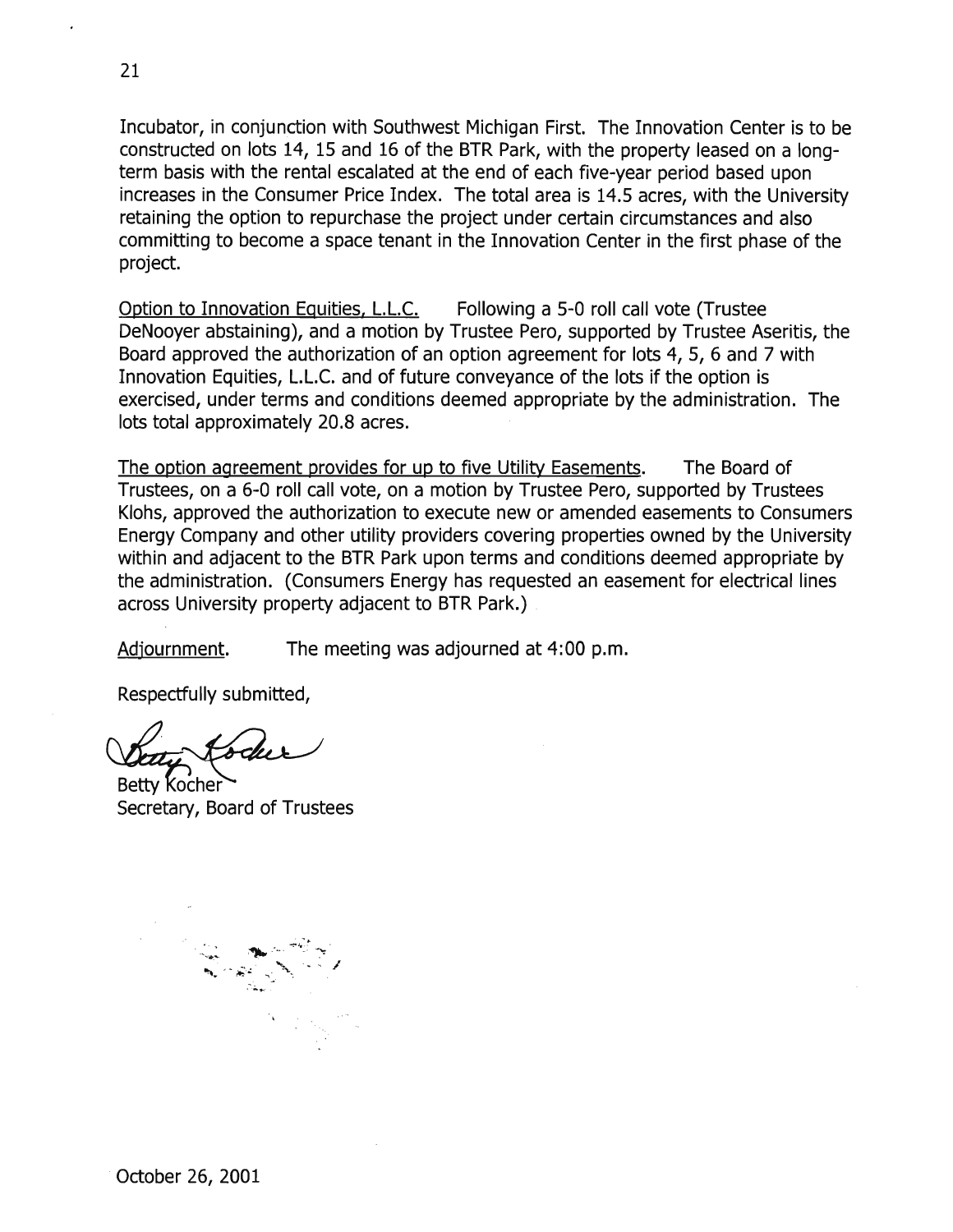Incubator, in conjunction with Southwest Michigan First. The Innovation Center is to be constructed on lots 14, 15 and 16 of the BTR Park, with the property leased on a long-term basis with the rental escalated at the end of each five-year period based upon increases in the Consumer Price Index. The total area is 14.5 acres, with the University retaining the option to repurchase the project under certain circumstances and also committing to become a space tenant in the Innovation Center in the first phase of the project.

Option to Innovation Equities, L.L.C. Following a 5-0 roll call vote (Trustee DeNooyer abstaining), and a motion by Trustee Pero, supported by Trustee Aseritis, the Board approved the authorization of an option agreement for lots 4, 5, 6 and 7 with Innovation Equities, L.L.C. and of future conveyance of the lots if the option is exercised, under terms and conditions deemed appropriate by the administration. The lots total approximately 20.8 acres.

The option agreement provides for up to five Utility Easements. The Board of Trustees, on a 6-0 roll call vote, on a motion by Trustee Pero, supported by Trustees Klohs, approved the authorization to execute new or amended easements to Consumers Energy Company and other utility providers covering properties owned by the University within and adjacent to the BTR Park upon terms and conditions deemed appropriate by the administration. (Consumers Energy has requested an easement for electrical lines across University property adjacent to BTR Park.)

Adjournment. The meeting was adjourned at 4:00 p.m.

Respectfully submitted,

Betty Kocher
Secretary, Board of Trustees

October 26, 2001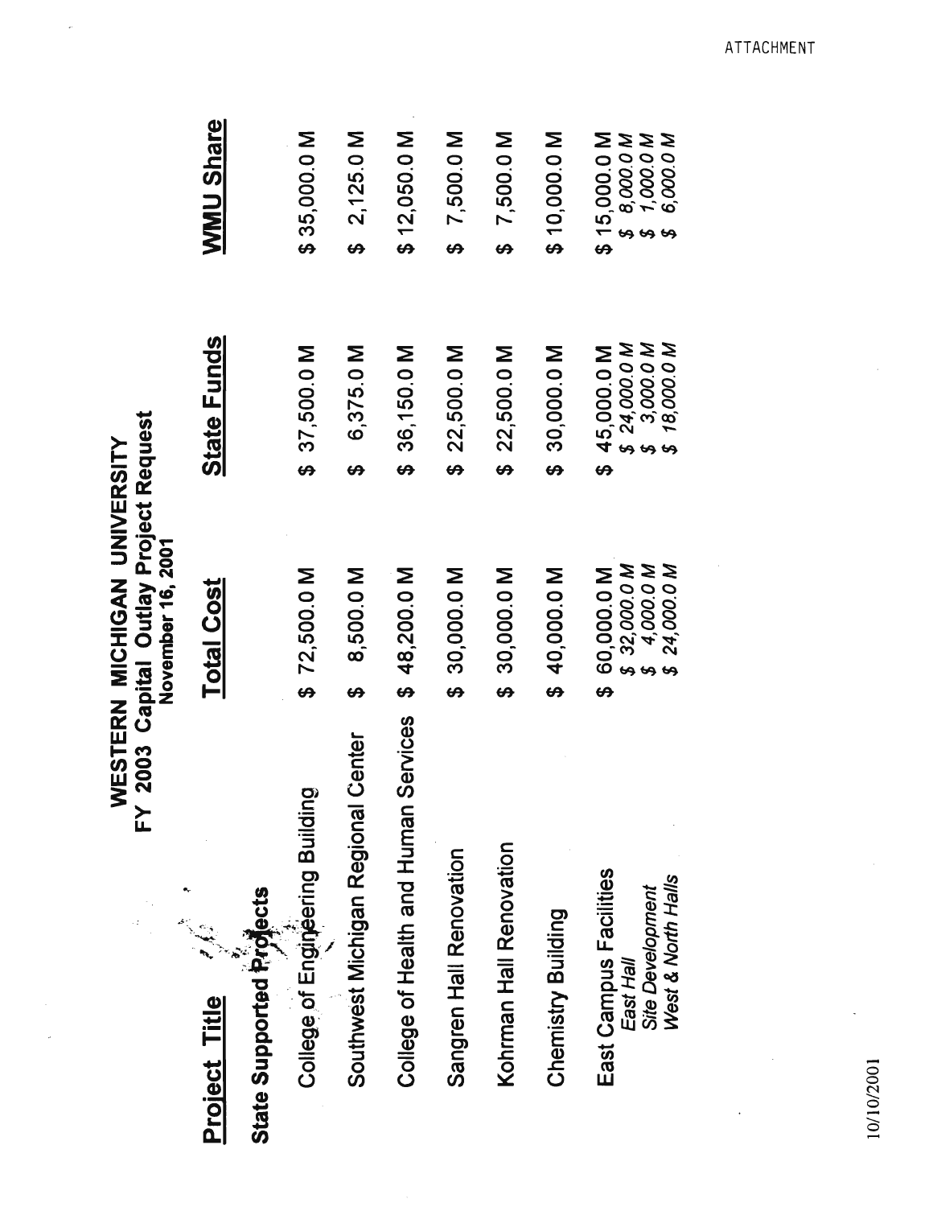ATTACHMENT

# WESTERN MICHIGAN UNIVERSITY
## FY 2003 Capital Outlay Project Request
**November 16, 2001**

| Project Title | Total Cost | State Funds | WMU Share |
|---|---|---|---|
| **State Supported Projects** | | | |
| College of Engineering Building | $ 72,500.0 M | $ 37,500.0 M | $ 35,000.0 M |
| Southwest Michigan Regional Center | $ 8,500.0 M | $ 6,375.0 M | $ 2,125.0 M |
| College of Health and Human Services | $ 48,200.0 M | $ 36,150.0 M | $ 12,050.0 M |
| Sangren Hall Renovation | $ 30,000.0 M | $ 22,500.0 M | $ 7,500.0 M |
| Kohrman Hall Renovation | $ 30,000.0 M | $ 22,500.0 M | $ 7,500.0 M |
| Chemistry Building | $ 40,000.0 M | $ 30,000.0 M | $ 10,000.0 M |
| East Campus Facilities | $ 60,000.0 M | $ 45,000.0 M | $ 15,000.0 M |
| *East Hall* | *$ 32,000.0 M* | *$ 24,000.0 M* | *$ 8,000.0 M* |
| *Site Development* | *$ 4,000.0 M* | *$ 3,000.0 M* | *$ 1,000.0 M* |
| *West & North Halls* | *$ 24,000.0 M* | *$ 18,000.0 M* | *$ 6,000.0 M* |

10/10/2001